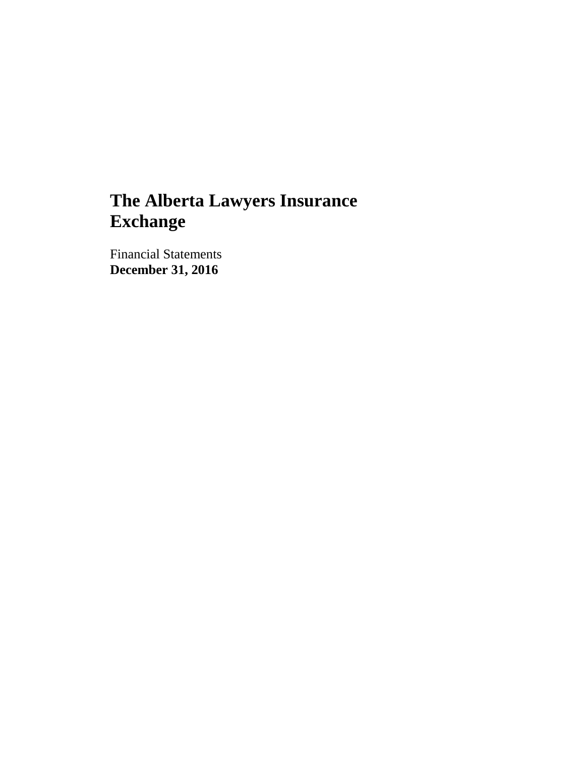# The Alberta Lawyers Insurance Exchange

Financial Statements
**December 31, 2016**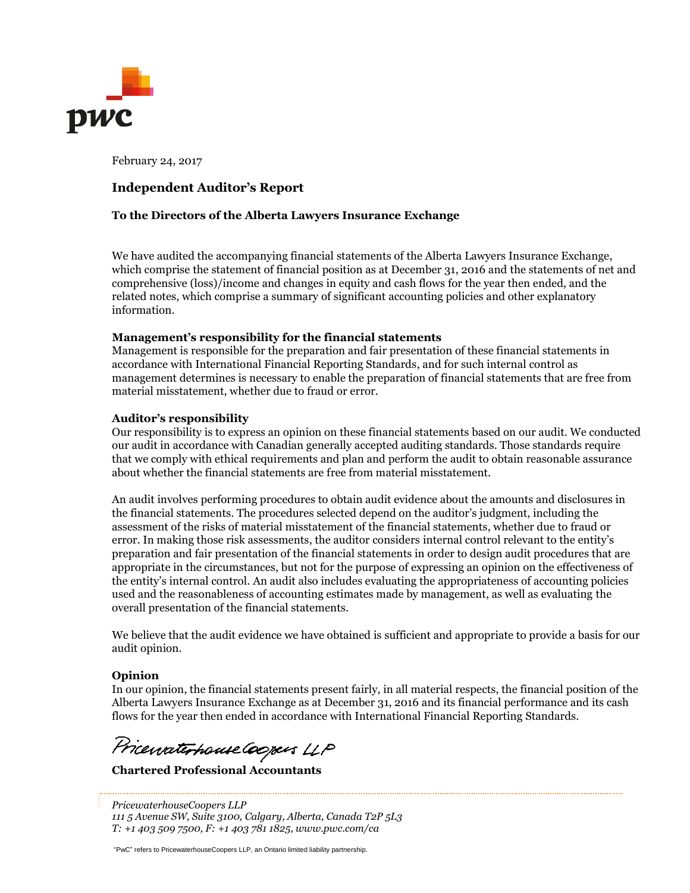February 24, 2017

## Independent Auditor's Report

### To the Directors of the Alberta Lawyers Insurance Exchange

We have audited the accompanying financial statements of the Alberta Lawyers Insurance Exchange, which comprise the statement of financial position as at December 31, 2016 and the statements of net and comprehensive (loss)/income and changes in equity and cash flows for the year then ended, and the related notes, which comprise a summary of significant accounting policies and other explanatory information.

**Management's responsibility for the financial statements**

Management is responsible for the preparation and fair presentation of these financial statements in accordance with International Financial Reporting Standards, and for such internal control as management determines is necessary to enable the preparation of financial statements that are free from material misstatement, whether due to fraud or error.

**Auditor's responsibility**

Our responsibility is to express an opinion on these financial statements based on our audit. We conducted our audit in accordance with Canadian generally accepted auditing standards. Those standards require that we comply with ethical requirements and plan and perform the audit to obtain reasonable assurance about whether the financial statements are free from material misstatement.

An audit involves performing procedures to obtain audit evidence about the amounts and disclosures in the financial statements. The procedures selected depend on the auditor's judgment, including the assessment of the risks of material misstatement of the financial statements, whether due to fraud or error. In making those risk assessments, the auditor considers internal control relevant to the entity's preparation and fair presentation of the financial statements in order to design audit procedures that are appropriate in the circumstances, but not for the purpose of expressing an opinion on the effectiveness of the entity's internal control. An audit also includes evaluating the appropriateness of accounting policies used and the reasonableness of accounting estimates made by management, as well as evaluating the overall presentation of the financial statements.

We believe that the audit evidence we have obtained is sufficient and appropriate to provide a basis for our audit opinion.

**Opinion**

In our opinion, the financial statements present fairly, in all material respects, the financial position of the Alberta Lawyers Insurance Exchange as at December 31, 2016 and its financial performance and its cash flows for the year then ended in accordance with International Financial Reporting Standards.

PricewaterhouseCoopers LLP

**Chartered Professional Accountants**

*PricewaterhouseCoopers LLP*
*111 5 Avenue SW, Suite 3100, Calgary, Alberta, Canada T2P 5L3*
*T: +1 403 509 7500, F: +1 403 781 1825, www.pwc.com/ca*

"PwC" refers to PricewaterhouseCoopers LLP, an Ontario limited liability partnership.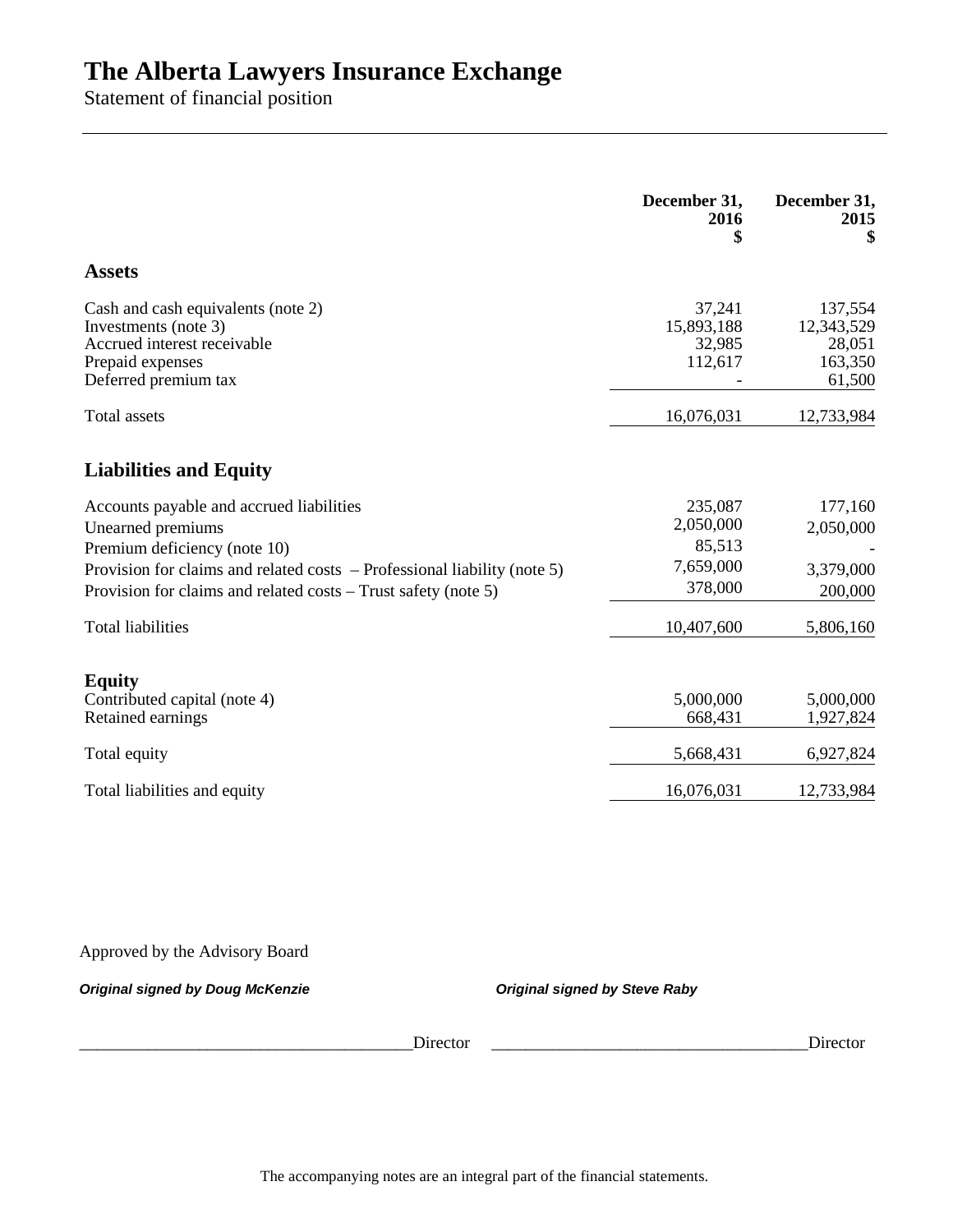# The Alberta Lawyers Insurance Exchange

Statement of financial position

| | December 31, 2016 $ | December 31, 2015 $ |
|---|---|---|
| **Assets** | | |
| Cash and cash equivalents (note 2) | 37,241 | 137,554 |
| Investments (note 3) | 15,893,188 | 12,343,529 |
| Accrued interest receivable | 32,985 | 28,051 |
| Prepaid expenses | 112,617 | 163,350 |
| Deferred premium tax | - | 61,500 |
| Total assets | 16,076,031 | 12,733,984 |
| **Liabilities and Equity** | | |
| Accounts payable and accrued liabilities | 235,087 | 177,160 |
| Unearned premiums | 2,050,000 | 2,050,000 |
| Premium deficiency (note 10) | 85,513 | - |
| Provision for claims and related costs – Professional liability (note 5) | 7,659,000 | 3,379,000 |
| Provision for claims and related costs – Trust safety (note 5) | 378,000 | 200,000 |
| Total liabilities | 10,407,600 | 5,806,160 |
| **Equity** | | |
| Contributed capital (note 4) | 5,000,000 | 5,000,000 |
| Retained earnings | 668,431 | 1,927,824 |
| Total equity | 5,668,431 | 6,927,824 |
| Total liabilities and equity | 16,076,031 | 12,733,984 |

Approved by the Advisory Board

***Original signed by Doug McKenzie*** ______________________ Director

***Original signed by Steve Raby*** ______________________ Director

The accompanying notes are an integral part of the financial statements.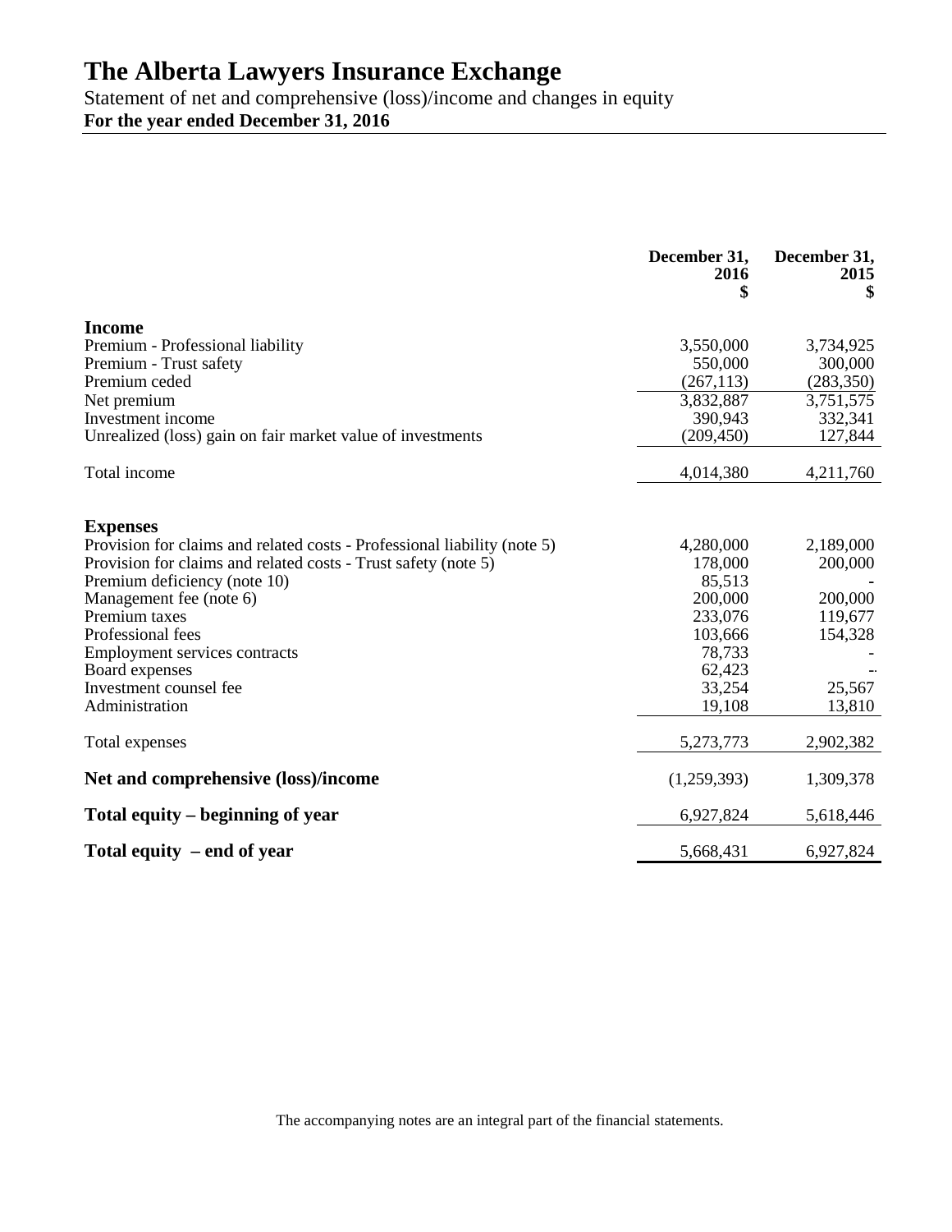# The Alberta Lawyers Insurance Exchange

Statement of net and comprehensive (loss)/income and changes in equity

**For the year ended December 31, 2016**

| | December 31, 2016 $ | December 31, 2015 $ |
|---|---|---|
| **Income** | | |
| Premium - Professional liability | 3,550,000 | 3,734,925 |
| Premium - Trust safety | 550,000 | 300,000 |
| Premium ceded | (267,113) | (283,350) |
| Net premium | 3,832,887 | 3,751,575 |
| Investment income | 390,943 | 332,341 |
| Unrealized (loss) gain on fair market value of investments | (209,450) | 127,844 |
| Total income | 4,014,380 | 4,211,760 |
| **Expenses** | | |
| Provision for claims and related costs - Professional liability (note 5) | 4,280,000 | 2,189,000 |
| Provision for claims and related costs - Trust safety (note 5) | 178,000 | 200,000 |
| Premium deficiency (note 10) | 85,513 | - |
| Management fee (note 6) | 200,000 | 200,000 |
| Premium taxes | 233,076 | 119,677 |
| Professional fees | 103,666 | 154,328 |
| Employment services contracts | 78,733 | - |
| Board expenses | 62,423 | - |
| Investment counsel fee | 33,254 | 25,567 |
| Administration | 19,108 | 13,810 |
| Total expenses | 5,273,773 | 2,902,382 |
| **Net and comprehensive (loss)/income** | (1,259,393) | 1,309,378 |
| **Total equity – beginning of year** | 6,927,824 | 5,618,446 |
| **Total equity – end of year** | 5,668,431 | 6,927,824 |

The accompanying notes are an integral part of the financial statements.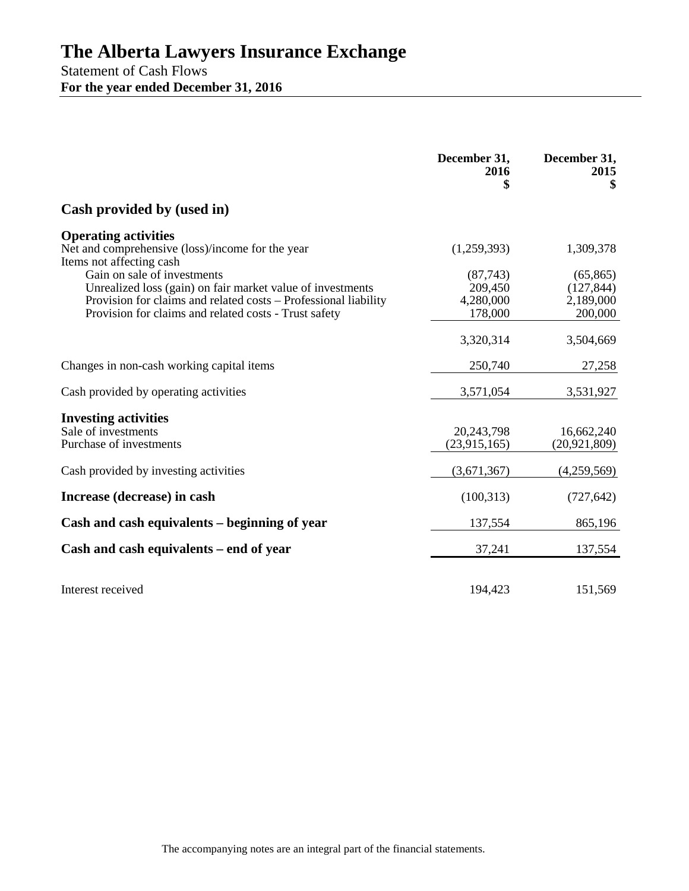# The Alberta Lawyers Insurance Exchange

Statement of Cash Flows

**For the year ended December 31, 2016**

| | December 31, 2016 $ | December 31, 2015 $ |
|---|---|---|
| **Cash provided by (used in)** | | |
| **Operating activities** | | |
| Net and comprehensive (loss)/income for the year | (1,259,393) | 1,309,378 |
| Items not affecting cash | | |
| Gain on sale of investments | (87,743) | (65,865) |
| Unrealized loss (gain) on fair market value of investments | 209,450 | (127,844) |
| Provision for claims and related costs – Professional liability | 4,280,000 | 2,189,000 |
| Provision for claims and related costs - Trust safety | 178,000 | 200,000 |
| | 3,320,314 | 3,504,669 |
| Changes in non-cash working capital items | 250,740 | 27,258 |
| Cash provided by operating activities | 3,571,054 | 3,531,927 |
| **Investing activities** | | |
| Sale of investments | 20,243,798 | 16,662,240 |
| Purchase of investments | (23,915,165) | (20,921,809) |
| Cash provided by investing activities | (3,671,367) | (4,259,569) |
| **Increase (decrease) in cash** | (100,313) | (727,642) |
| **Cash and cash equivalents – beginning of year** | 137,554 | 865,196 |
| **Cash and cash equivalents – end of year** | 37,241 | 137,554 |
| Interest received | 194,423 | 151,569 |

The accompanying notes are an integral part of the financial statements.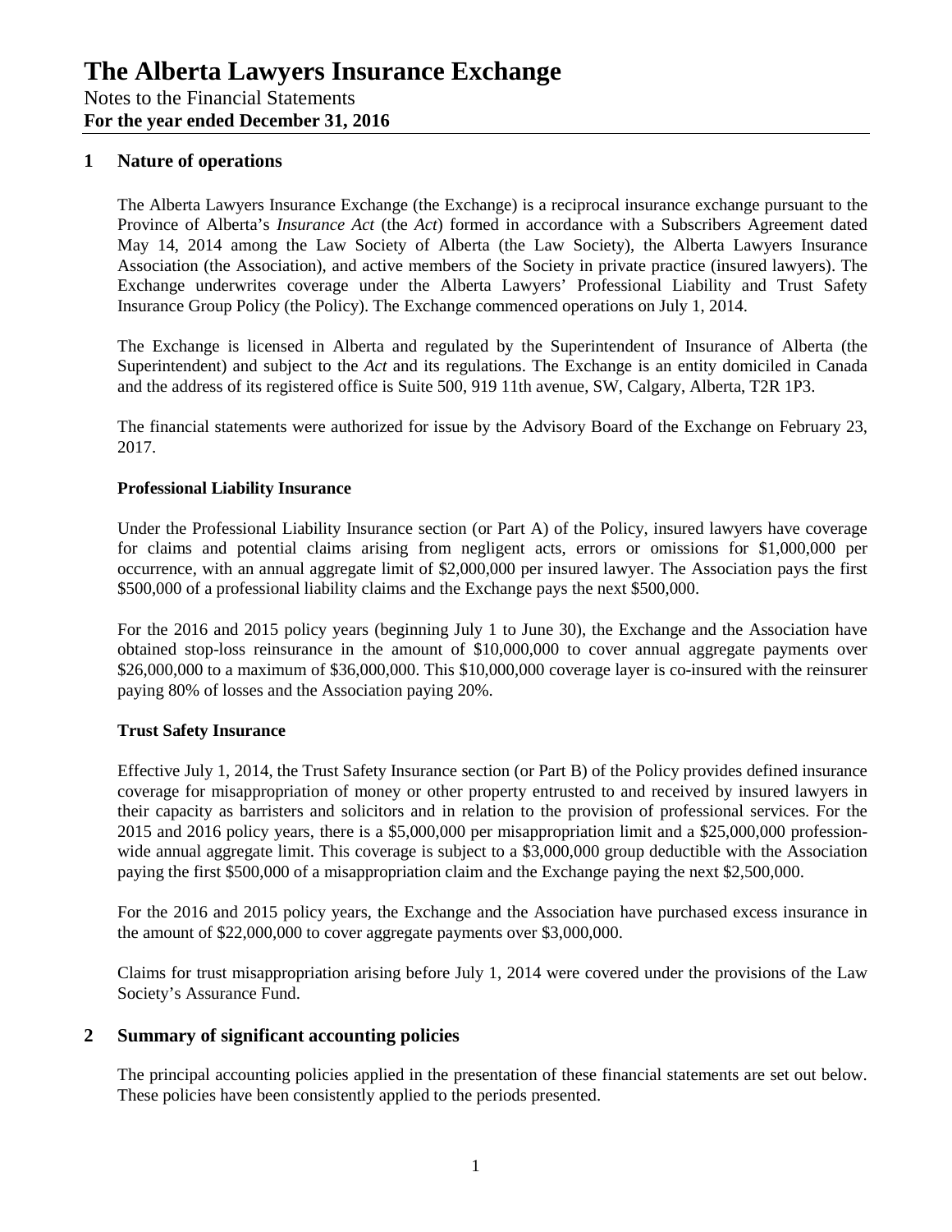# The Alberta Lawyers Insurance Exchange

Notes to the Financial Statements

**For the year ended December 31, 2016**

## 1 Nature of operations

The Alberta Lawyers Insurance Exchange (the Exchange) is a reciprocal insurance exchange pursuant to the Province of Alberta's *Insurance Act* (the *Act*) formed in accordance with a Subscribers Agreement dated May 14, 2014 among the Law Society of Alberta (the Law Society), the Alberta Lawyers Insurance Association (the Association), and active members of the Society in private practice (insured lawyers). The Exchange underwrites coverage under the Alberta Lawyers' Professional Liability and Trust Safety Insurance Group Policy (the Policy). The Exchange commenced operations on July 1, 2014.

The Exchange is licensed in Alberta and regulated by the Superintendent of Insurance of Alberta (the Superintendent) and subject to the *Act* and its regulations. The Exchange is an entity domiciled in Canada and the address of its registered office is Suite 500, 919 11th avenue, SW, Calgary, Alberta, T2R 1P3.

The financial statements were authorized for issue by the Advisory Board of the Exchange on February 23, 2017.

**Professional Liability Insurance**

Under the Professional Liability Insurance section (or Part A) of the Policy, insured lawyers have coverage for claims and potential claims arising from negligent acts, errors or omissions for $1,000,000 per occurrence, with an annual aggregate limit of $2,000,000 per insured lawyer. The Association pays the first $500,000 of a professional liability claims and the Exchange pays the next $500,000.

For the 2016 and 2015 policy years (beginning July 1 to June 30), the Exchange and the Association have obtained stop-loss reinsurance in the amount of $10,000,000 to cover annual aggregate payments over $26,000,000 to a maximum of $36,000,000. This $10,000,000 coverage layer is co-insured with the reinsurer paying 80% of losses and the Association paying 20%.

**Trust Safety Insurance**

Effective July 1, 2014, the Trust Safety Insurance section (or Part B) of the Policy provides defined insurance coverage for misappropriation of money or other property entrusted to and received by insured lawyers in their capacity as barristers and solicitors and in relation to the provision of professional services. For the 2015 and 2016 policy years, there is a $5,000,000 per misappropriation limit and a $25,000,000 profession-wide annual aggregate limit. This coverage is subject to a $3,000,000 group deductible with the Association paying the first $500,000 of a misappropriation claim and the Exchange paying the next $2,500,000.

For the 2016 and 2015 policy years, the Exchange and the Association have purchased excess insurance in the amount of $22,000,000 to cover aggregate payments over $3,000,000.

Claims for trust misappropriation arising before July 1, 2014 were covered under the provisions of the Law Society's Assurance Fund.

## 2 Summary of significant accounting policies

The principal accounting policies applied in the presentation of these financial statements are set out below. These policies have been consistently applied to the periods presented.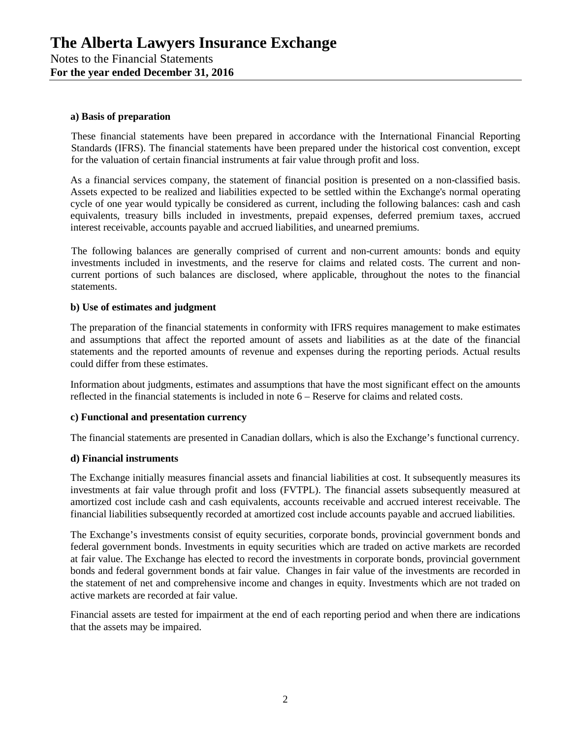#### a) Basis of preparation

These financial statements have been prepared in accordance with the International Financial Reporting Standards (IFRS). The financial statements have been prepared under the historical cost convention, except for the valuation of certain financial instruments at fair value through profit and loss.

As a financial services company, the statement of financial position is presented on a non-classified basis. Assets expected to be realized and liabilities expected to be settled within the Exchange's normal operating cycle of one year would typically be considered as current, including the following balances: cash and cash equivalents, treasury bills included in investments, prepaid expenses, deferred premium taxes, accrued interest receivable, accounts payable and accrued liabilities, and unearned premiums.

The following balances are generally comprised of current and non-current amounts: bonds and equity investments included in investments, and the reserve for claims and related costs. The current and non-current portions of such balances are disclosed, where applicable, throughout the notes to the financial statements.

#### b) Use of estimates and judgment

The preparation of the financial statements in conformity with IFRS requires management to make estimates and assumptions that affect the reported amount of assets and liabilities as at the date of the financial statements and the reported amounts of revenue and expenses during the reporting periods. Actual results could differ from these estimates.

Information about judgments, estimates and assumptions that have the most significant effect on the amounts reflected in the financial statements is included in note 6 – Reserve for claims and related costs.

#### c) Functional and presentation currency

The financial statements are presented in Canadian dollars, which is also the Exchange's functional currency.

#### d) Financial instruments

The Exchange initially measures financial assets and financial liabilities at cost. It subsequently measures its investments at fair value through profit and loss (FVTPL). The financial assets subsequently measured at amortized cost include cash and cash equivalents, accounts receivable and accrued interest receivable. The financial liabilities subsequently recorded at amortized cost include accounts payable and accrued liabilities.

The Exchange's investments consist of equity securities, corporate bonds, provincial government bonds and federal government bonds. Investments in equity securities which are traded on active markets are recorded at fair value. The Exchange has elected to record the investments in corporate bonds, provincial government bonds and federal government bonds at fair value. Changes in fair value of the investments are recorded in the statement of net and comprehensive income and changes in equity. Investments which are not traded on active markets are recorded at fair value.

Financial assets are tested for impairment at the end of each reporting period and when there are indications that the assets may be impaired.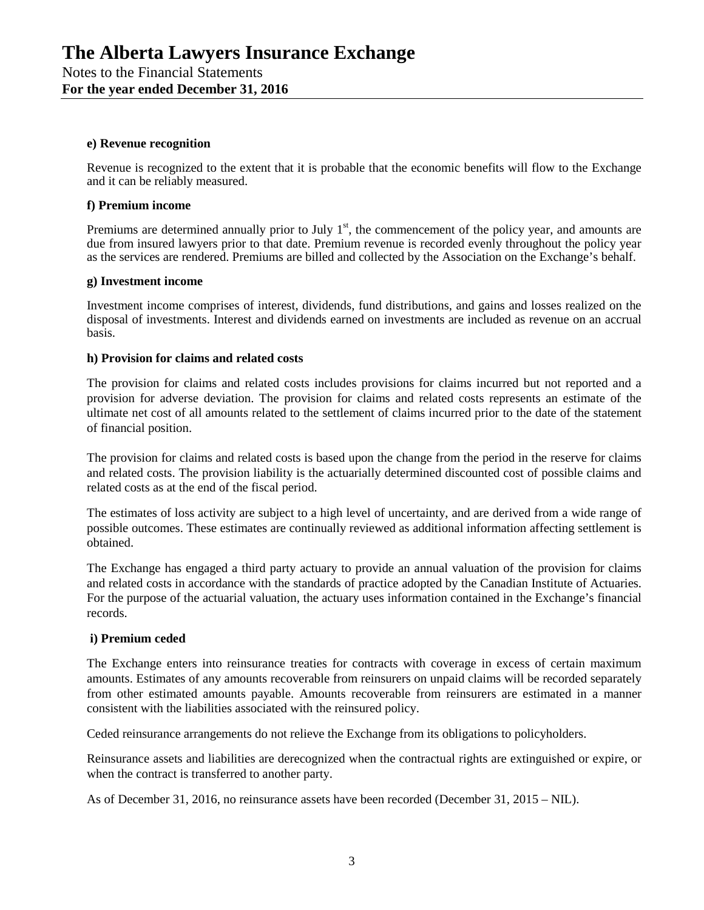#### e) Revenue recognition

Revenue is recognized to the extent that it is probable that the economic benefits will flow to the Exchange and it can be reliably measured.

#### f) Premium income

Premiums are determined annually prior to July 1st, the commencement of the policy year, and amounts are due from insured lawyers prior to that date. Premium revenue is recorded evenly throughout the policy year as the services are rendered. Premiums are billed and collected by the Association on the Exchange's behalf.

#### g) Investment income

Investment income comprises of interest, dividends, fund distributions, and gains and losses realized on the disposal of investments. Interest and dividends earned on investments are included as revenue on an accrual basis.

#### h) Provision for claims and related costs

The provision for claims and related costs includes provisions for claims incurred but not reported and a provision for adverse deviation. The provision for claims and related costs represents an estimate of the ultimate net cost of all amounts related to the settlement of claims incurred prior to the date of the statement of financial position.

The provision for claims and related costs is based upon the change from the period in the reserve for claims and related costs. The provision liability is the actuarially determined discounted cost of possible claims and related costs as at the end of the fiscal period.

The estimates of loss activity are subject to a high level of uncertainty, and are derived from a wide range of possible outcomes. These estimates are continually reviewed as additional information affecting settlement is obtained.

The Exchange has engaged a third party actuary to provide an annual valuation of the provision for claims and related costs in accordance with the standards of practice adopted by the Canadian Institute of Actuaries. For the purpose of the actuarial valuation, the actuary uses information contained in the Exchange's financial records.

#### i) Premium ceded

The Exchange enters into reinsurance treaties for contracts with coverage in excess of certain maximum amounts. Estimates of any amounts recoverable from reinsurers on unpaid claims will be recorded separately from other estimated amounts payable. Amounts recoverable from reinsurers are estimated in a manner consistent with the liabilities associated with the reinsured policy.

Ceded reinsurance arrangements do not relieve the Exchange from its obligations to policyholders.

Reinsurance assets and liabilities are derecognized when the contractual rights are extinguished or expire, or when the contract is transferred to another party.

As of December 31, 2016, no reinsurance assets have been recorded (December 31, 2015 – NIL).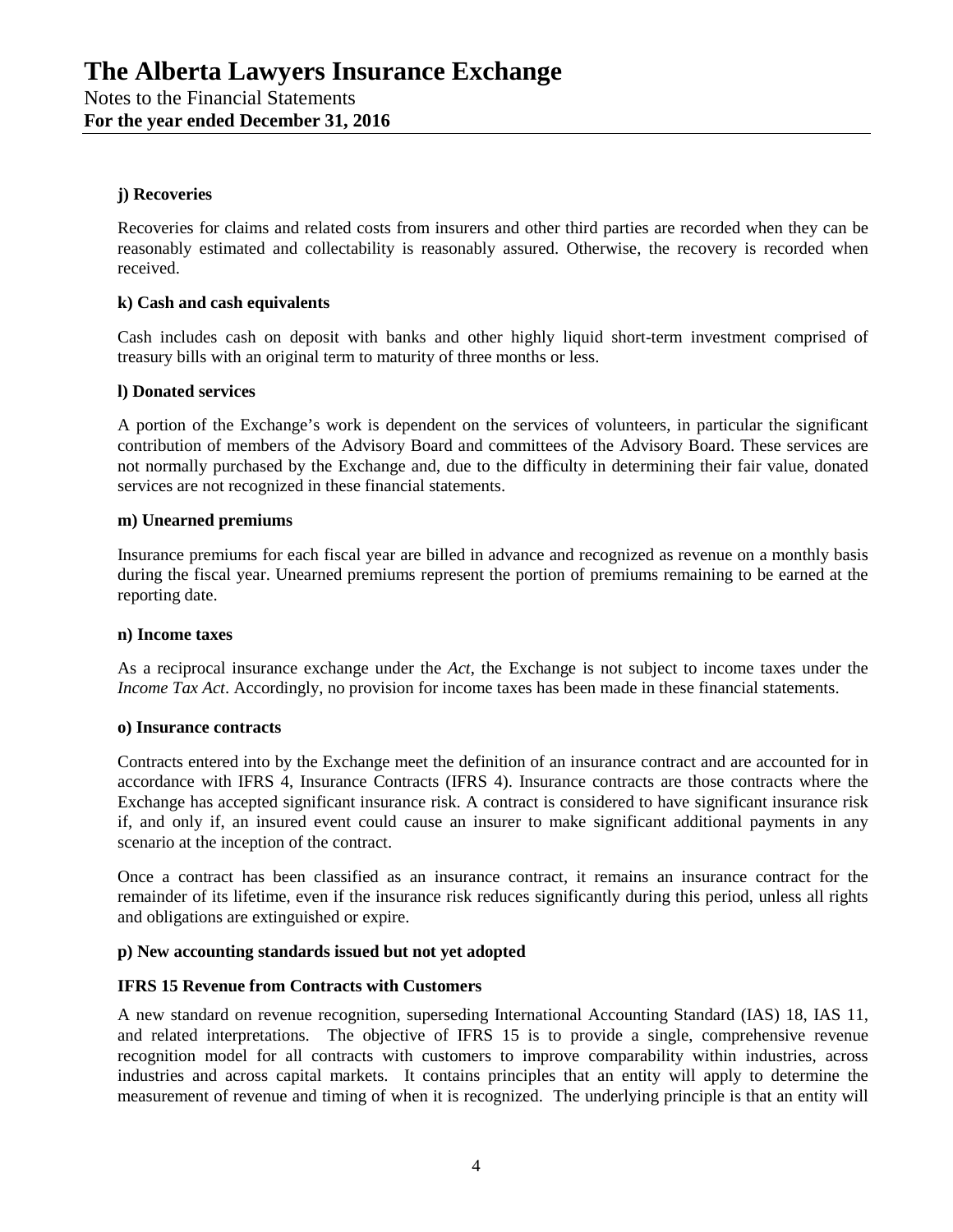#### j) Recoveries

Recoveries for claims and related costs from insurers and other third parties are recorded when they can be reasonably estimated and collectability is reasonably assured. Otherwise, the recovery is recorded when received.

#### k) Cash and cash equivalents

Cash includes cash on deposit with banks and other highly liquid short-term investment comprised of treasury bills with an original term to maturity of three months or less.

#### l) Donated services

A portion of the Exchange's work is dependent on the services of volunteers, in particular the significant contribution of members of the Advisory Board and committees of the Advisory Board. These services are not normally purchased by the Exchange and, due to the difficulty in determining their fair value, donated services are not recognized in these financial statements.

#### m) Unearned premiums

Insurance premiums for each fiscal year are billed in advance and recognized as revenue on a monthly basis during the fiscal year. Unearned premiums represent the portion of premiums remaining to be earned at the reporting date.

#### n) Income taxes

As a reciprocal insurance exchange under the *Act*, the Exchange is not subject to income taxes under the *Income Tax Act*. Accordingly, no provision for income taxes has been made in these financial statements.

#### o) Insurance contracts

Contracts entered into by the Exchange meet the definition of an insurance contract and are accounted for in accordance with IFRS 4, Insurance Contracts (IFRS 4). Insurance contracts are those contracts where the Exchange has accepted significant insurance risk. A contract is considered to have significant insurance risk if, and only if, an insured event could cause an insurer to make significant additional payments in any scenario at the inception of the contract.

Once a contract has been classified as an insurance contract, it remains an insurance contract for the remainder of its lifetime, even if the insurance risk reduces significantly during this period, unless all rights and obligations are extinguished or expire.

#### p) New accounting standards issued but not yet adopted

**IFRS 15 Revenue from Contracts with Customers**

A new standard on revenue recognition, superseding International Accounting Standard (IAS) 18, IAS 11, and related interpretations. The objective of IFRS 15 is to provide a single, comprehensive revenue recognition model for all contracts with customers to improve comparability within industries, across industries and across capital markets. It contains principles that an entity will apply to determine the measurement of revenue and timing of when it is recognized. The underlying principle is that an entity will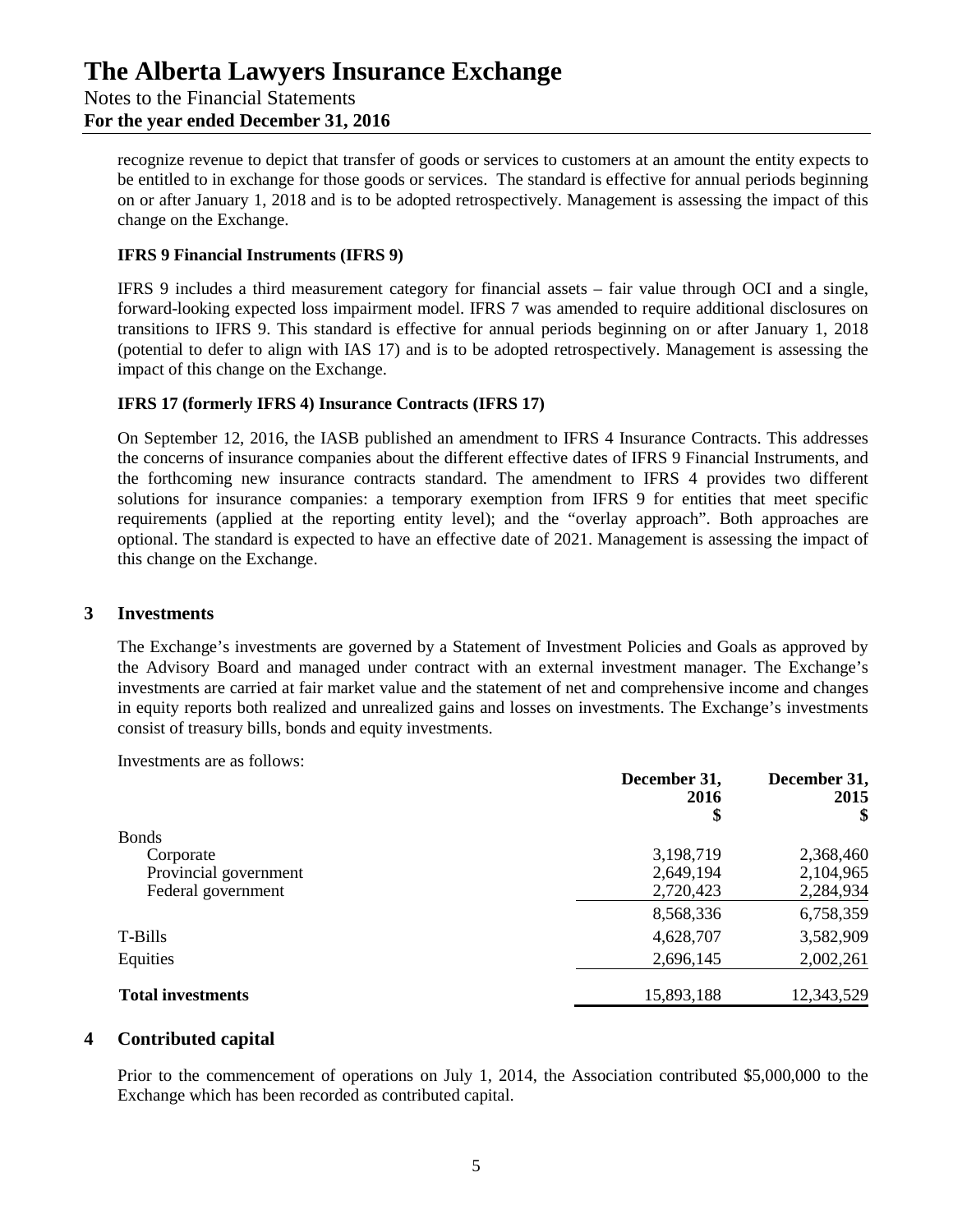recognize revenue to depict that transfer of goods or services to customers at an amount the entity expects to be entitled to in exchange for those goods or services. The standard is effective for annual periods beginning on or after January 1, 2018 and is to be adopted retrospectively. Management is assessing the impact of this change on the Exchange.

**IFRS 9 Financial Instruments (IFRS 9)**

IFRS 9 includes a third measurement category for financial assets – fair value through OCI and a single, forward-looking expected loss impairment model. IFRS 7 was amended to require additional disclosures on transitions to IFRS 9. This standard is effective for annual periods beginning on or after January 1, 2018 (potential to defer to align with IAS 17) and is to be adopted retrospectively. Management is assessing the impact of this change on the Exchange.

**IFRS 17 (formerly IFRS 4) Insurance Contracts (IFRS 17)**

On September 12, 2016, the IASB published an amendment to IFRS 4 Insurance Contracts. This addresses the concerns of insurance companies about the different effective dates of IFRS 9 Financial Instruments, and the forthcoming new insurance contracts standard. The amendment to IFRS 4 provides two different solutions for insurance companies: a temporary exemption from IFRS 9 for entities that meet specific requirements (applied at the reporting entity level); and the "overlay approach". Both approaches are optional. The standard is expected to have an effective date of 2021. Management is assessing the impact of this change on the Exchange.

## 3 Investments

The Exchange's investments are governed by a Statement of Investment Policies and Goals as approved by the Advisory Board and managed under contract with an external investment manager. The Exchange's investments are carried at fair market value and the statement of net and comprehensive income and changes in equity reports both realized and unrealized gains and losses on investments. The Exchange's investments consist of treasury bills, bonds and equity investments.

Investments are as follows:

| | December 31, 2016 $ | December 31, 2015 $ |
|---|---|---|
| Bonds | | |
| Corporate | 3,198,719 | 2,368,460 |
| Provincial government | 2,649,194 | 2,104,965 |
| Federal government | 2,720,423 | 2,284,934 |
| | 8,568,336 | 6,758,359 |
| T-Bills | 4,628,707 | 3,582,909 |
| Equities | 2,696,145 | 2,002,261 |
| **Total investments** | 15,893,188 | 12,343,529 |

## 4 Contributed capital

Prior to the commencement of operations on July 1, 2014, the Association contributed $5,000,000 to the Exchange which has been recorded as contributed capital.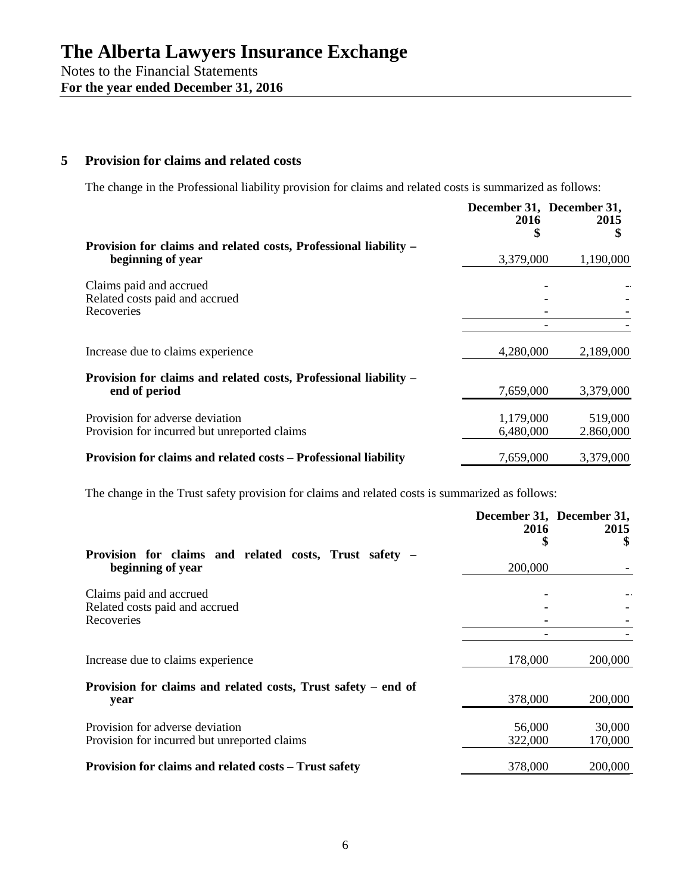# The Alberta Lawyers Insurance Exchange

Notes to the Financial Statements
**For the year ended December 31, 2016**

## 5 Provision for claims and related costs

The change in the Professional liability provision for claims and related costs is summarized as follows:

| | December 31, 2016 $ | December 31, 2015 $ |
|---|---|---|
| **Provision for claims and related costs, Professional liability – beginning of year** | 3,379,000 | 1,190,000 |
| Claims paid and accrued | - | - |
| Related costs paid and accrued | - | - |
| Recoveries | - | - |
| | - | - |
| Increase due to claims experience | 4,280,000 | 2,189,000 |
| **Provision for claims and related costs, Professional liability – end of period** | 7,659,000 | 3,379,000 |
| Provision for adverse deviation | 1,179,000 | 519,000 |
| Provision for incurred but unreported claims | 6,480,000 | 2.860,000 |
| **Provision for claims and related costs – Professional liability** | 7,659,000 | 3,379,000 |

The change in the Trust safety provision for claims and related costs is summarized as follows:

| | December 31, 2016 $ | December 31, 2015 $ |
|---|---|---|
| **Provision for claims and related costs, Trust safety – beginning of year** | 200,000 | - |
| Claims paid and accrued | - | - |
| Related costs paid and accrued | - | - |
| Recoveries | - | - |
| | - | - |
| Increase due to claims experience | 178,000 | 200,000 |
| **Provision for claims and related costs, Trust safety – end of year** | 378,000 | 200,000 |
| Provision for adverse deviation | 56,000 | 30,000 |
| Provision for incurred but unreported claims | 322,000 | 170,000 |
| **Provision for claims and related costs – Trust safety** | 378,000 | 200,000 |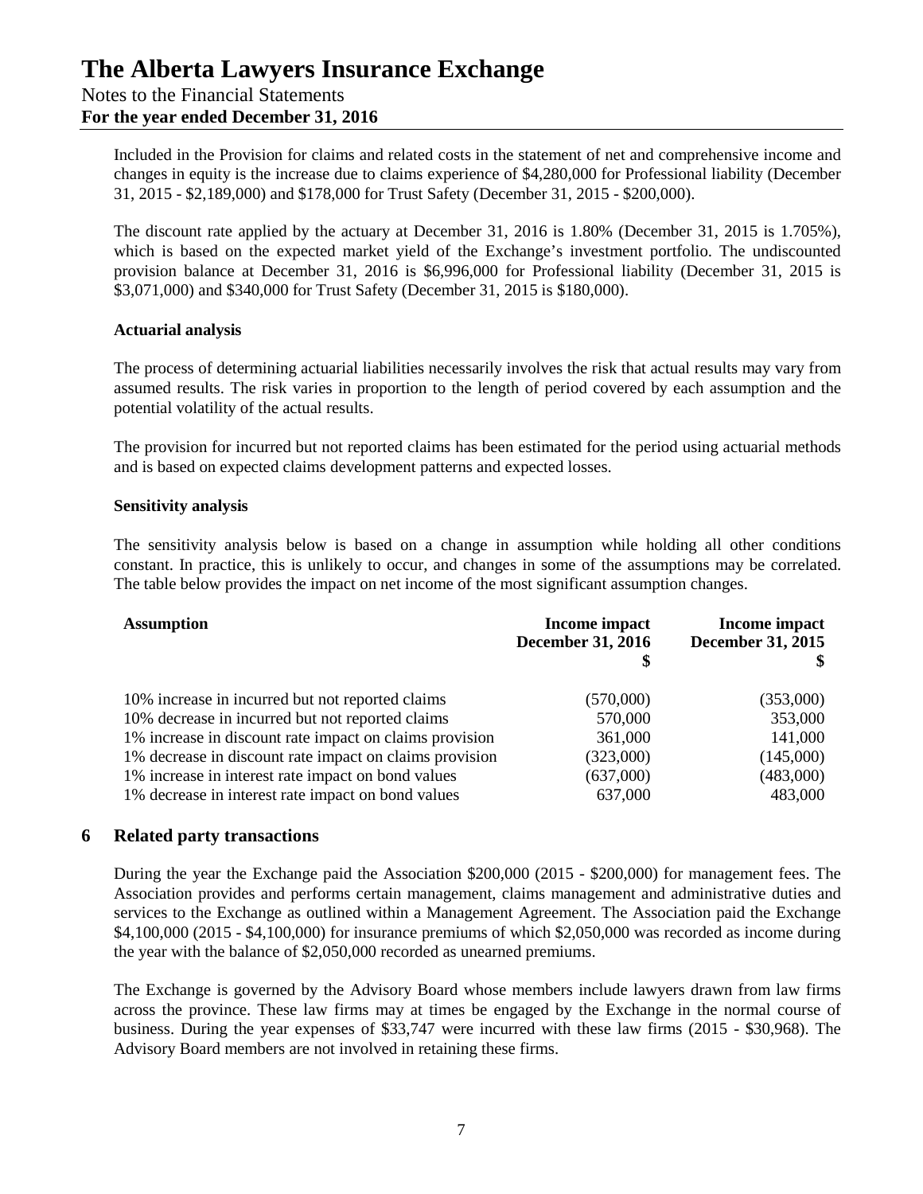Included in the Provision for claims and related costs in the statement of net and comprehensive income and changes in equity is the increase due to claims experience of $4,280,000 for Professional liability (December 31, 2015 - $2,189,000) and $178,000 for Trust Safety (December 31, 2015 - $200,000).

The discount rate applied by the actuary at December 31, 2016 is 1.80% (December 31, 2015 is 1.705%), which is based on the expected market yield of the Exchange's investment portfolio. The undiscounted provision balance at December 31, 2016 is $6,996,000 for Professional liability (December 31, 2015 is $3,071,000) and $340,000 for Trust Safety (December 31, 2015 is $180,000).

**Actuarial analysis**

The process of determining actuarial liabilities necessarily involves the risk that actual results may vary from assumed results. The risk varies in proportion to the length of period covered by each assumption and the potential volatility of the actual results.

The provision for incurred but not reported claims has been estimated for the period using actuarial methods and is based on expected claims development patterns and expected losses.

**Sensitivity analysis**

The sensitivity analysis below is based on a change in assumption while holding all other conditions constant. In practice, this is unlikely to occur, and changes in some of the assumptions may be correlated. The table below provides the impact on net income of the most significant assumption changes.

| Assumption | Income impact December 31, 2016 $ | Income impact December 31, 2015 $ |
|---|---|---|
| 10% increase in incurred but not reported claims | (570,000) | (353,000) |
| 10% decrease in incurred but not reported claims | 570,000 | 353,000 |
| 1% increase in discount rate impact on claims provision | 361,000 | 141,000 |
| 1% decrease in discount rate impact on claims provision | (323,000) | (145,000) |
| 1% increase in interest rate impact on bond values | (637,000) | (483,000) |
| 1% decrease in interest rate impact on bond values | 637,000 | 483,000 |

## 6 Related party transactions

During the year the Exchange paid the Association $200,000 (2015 - $200,000) for management fees. The Association provides and performs certain management, claims management and administrative duties and services to the Exchange as outlined within a Management Agreement. The Association paid the Exchange $4,100,000 (2015 - $4,100,000) for insurance premiums of which $2,050,000 was recorded as income during the year with the balance of $2,050,000 recorded as unearned premiums.

The Exchange is governed by the Advisory Board whose members include lawyers drawn from law firms across the province. These law firms may at times be engaged by the Exchange in the normal course of business. During the year expenses of $33,747 were incurred with these law firms (2015 - $30,968). The Advisory Board members are not involved in retaining these firms.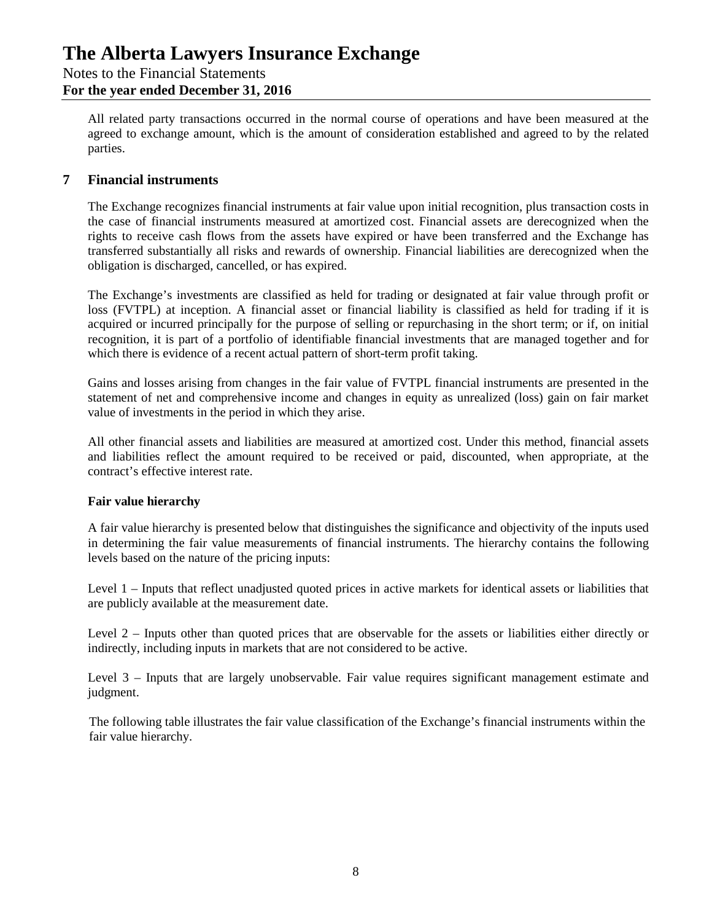All related party transactions occurred in the normal course of operations and have been measured at the agreed to exchange amount, which is the amount of consideration established and agreed to by the related parties.

## 7 Financial instruments

The Exchange recognizes financial instruments at fair value upon initial recognition, plus transaction costs in the case of financial instruments measured at amortized cost. Financial assets are derecognized when the rights to receive cash flows from the assets have expired or have been transferred and the Exchange has transferred substantially all risks and rewards of ownership. Financial liabilities are derecognized when the obligation is discharged, cancelled, or has expired.

The Exchange's investments are classified as held for trading or designated at fair value through profit or loss (FVTPL) at inception. A financial asset or financial liability is classified as held for trading if it is acquired or incurred principally for the purpose of selling or repurchasing in the short term; or if, on initial recognition, it is part of a portfolio of identifiable financial investments that are managed together and for which there is evidence of a recent actual pattern of short-term profit taking.

Gains and losses arising from changes in the fair value of FVTPL financial instruments are presented in the statement of net and comprehensive income and changes in equity as unrealized (loss) gain on fair market value of investments in the period in which they arise.

All other financial assets and liabilities are measured at amortized cost. Under this method, financial assets and liabilities reflect the amount required to be received or paid, discounted, when appropriate, at the contract's effective interest rate.

**Fair value hierarchy**

A fair value hierarchy is presented below that distinguishes the significance and objectivity of the inputs used in determining the fair value measurements of financial instruments. The hierarchy contains the following levels based on the nature of the pricing inputs:

Level 1 – Inputs that reflect unadjusted quoted prices in active markets for identical assets or liabilities that are publicly available at the measurement date.

Level 2 – Inputs other than quoted prices that are observable for the assets or liabilities either directly or indirectly, including inputs in markets that are not considered to be active.

Level 3 – Inputs that are largely unobservable. Fair value requires significant management estimate and judgment.

The following table illustrates the fair value classification of the Exchange's financial instruments within the fair value hierarchy.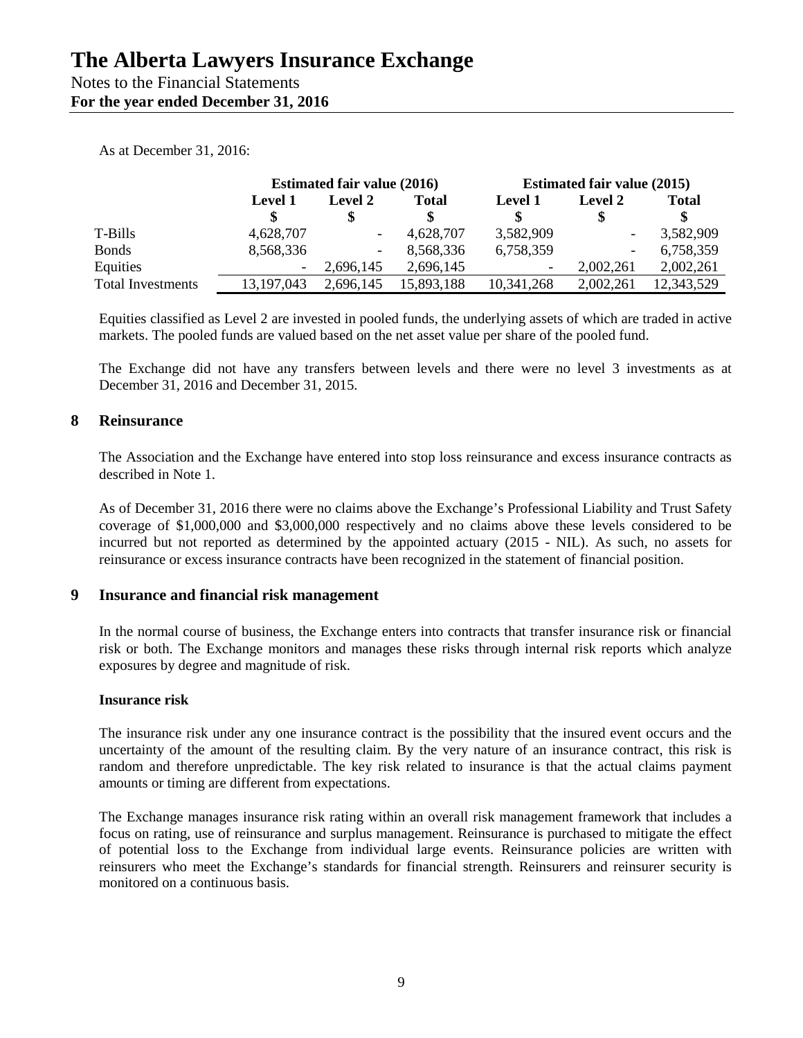As at December 31, 2016:

| | Estimated fair value (2016) | | | Estimated fair value (2015) | | |
|---|---|---|---|---|---|---|
| | Level 1 | Level 2 | Total | Level 1 | Level 2 | Total |
| | $ | $ | $ | $ | $ | $ |
| T-Bills | 4,628,707 | - | 4,628,707 | 3,582,909 | - | 3,582,909 |
| Bonds | 8,568,336 | - | 8,568,336 | 6,758,359 | - | 6,758,359 |
| Equities | - | 2,696,145 | 2,696,145 | - | 2,002,261 | 2,002,261 |
| Total Investments | 13,197,043 | 2,696,145 | 15,893,188 | 10,341,268 | 2,002,261 | 12,343,529 |

Equities classified as Level 2 are invested in pooled funds, the underlying assets of which are traded in active markets. The pooled funds are valued based on the net asset value per share of the pooled fund.

The Exchange did not have any transfers between levels and there were no level 3 investments as at December 31, 2016 and December 31, 2015.

## 8 Reinsurance

The Association and the Exchange have entered into stop loss reinsurance and excess insurance contracts as described in Note 1.

As of December 31, 2016 there were no claims above the Exchange's Professional Liability and Trust Safety coverage of $1,000,000 and $3,000,000 respectively and no claims above these levels considered to be incurred but not reported as determined by the appointed actuary (2015 - NIL). As such, no assets for reinsurance or excess insurance contracts have been recognized in the statement of financial position.

## 9 Insurance and financial risk management

In the normal course of business, the Exchange enters into contracts that transfer insurance risk or financial risk or both. The Exchange monitors and manages these risks through internal risk reports which analyze exposures by degree and magnitude of risk.

**Insurance risk**

The insurance risk under any one insurance contract is the possibility that the insured event occurs and the uncertainty of the amount of the resulting claim. By the very nature of an insurance contract, this risk is random and therefore unpredictable. The key risk related to insurance is that the actual claims payment amounts or timing are different from expectations.

The Exchange manages insurance risk rating within an overall risk management framework that includes a focus on rating, use of reinsurance and surplus management. Reinsurance is purchased to mitigate the effect of potential loss to the Exchange from individual large events. Reinsurance policies are written with reinsurers who meet the Exchange's standards for financial strength. Reinsurers and reinsurer security is monitored on a continuous basis.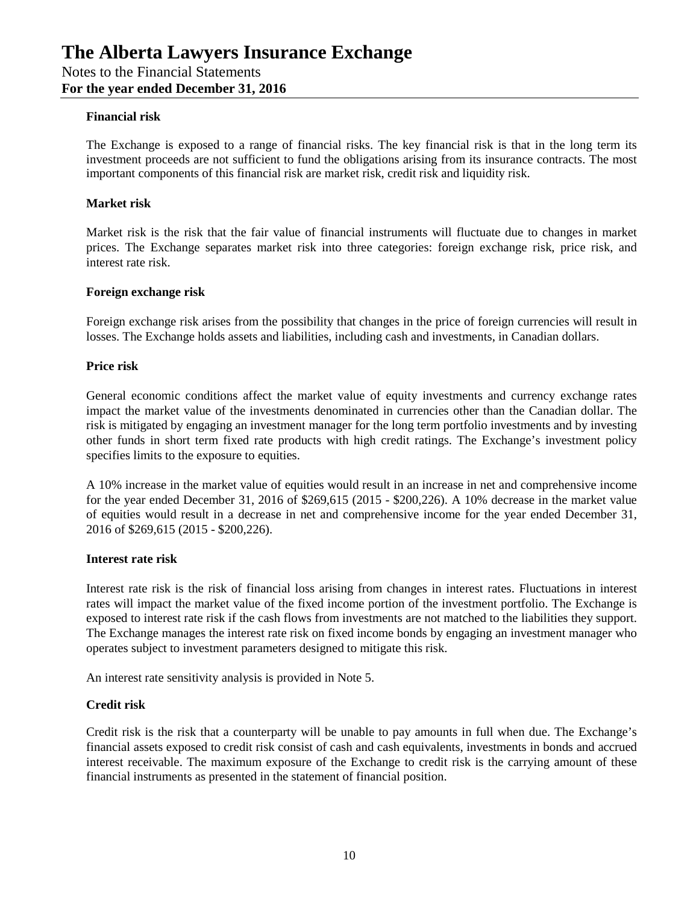### Financial risk

The Exchange is exposed to a range of financial risks. The key financial risk is that in the long term its investment proceeds are not sufficient to fund the obligations arising from its insurance contracts. The most important components of this financial risk are market risk, credit risk and liquidity risk.

### Market risk

Market risk is the risk that the fair value of financial instruments will fluctuate due to changes in market prices. The Exchange separates market risk into three categories: foreign exchange risk, price risk, and interest rate risk.

### Foreign exchange risk

Foreign exchange risk arises from the possibility that changes in the price of foreign currencies will result in losses. The Exchange holds assets and liabilities, including cash and investments, in Canadian dollars.

### Price risk

General economic conditions affect the market value of equity investments and currency exchange rates impact the market value of the investments denominated in currencies other than the Canadian dollar. The risk is mitigated by engaging an investment manager for the long term portfolio investments and by investing other funds in short term fixed rate products with high credit ratings. The Exchange's investment policy specifies limits to the exposure to equities.

A 10% increase in the market value of equities would result in an increase in net and comprehensive income for the year ended December 31, 2016 of $269,615 (2015 - $200,226). A 10% decrease in the market value of equities would result in a decrease in net and comprehensive income for the year ended December 31, 2016 of $269,615 (2015 - $200,226).

### Interest rate risk

Interest rate risk is the risk of financial loss arising from changes in interest rates. Fluctuations in interest rates will impact the market value of the fixed income portion of the investment portfolio. The Exchange is exposed to interest rate risk if the cash flows from investments are not matched to the liabilities they support. The Exchange manages the interest rate risk on fixed income bonds by engaging an investment manager who operates subject to investment parameters designed to mitigate this risk.

An interest rate sensitivity analysis is provided in Note 5.

### Credit risk

Credit risk is the risk that a counterparty will be unable to pay amounts in full when due. The Exchange's financial assets exposed to credit risk consist of cash and cash equivalents, investments in bonds and accrued interest receivable. The maximum exposure of the Exchange to credit risk is the carrying amount of these financial instruments as presented in the statement of financial position.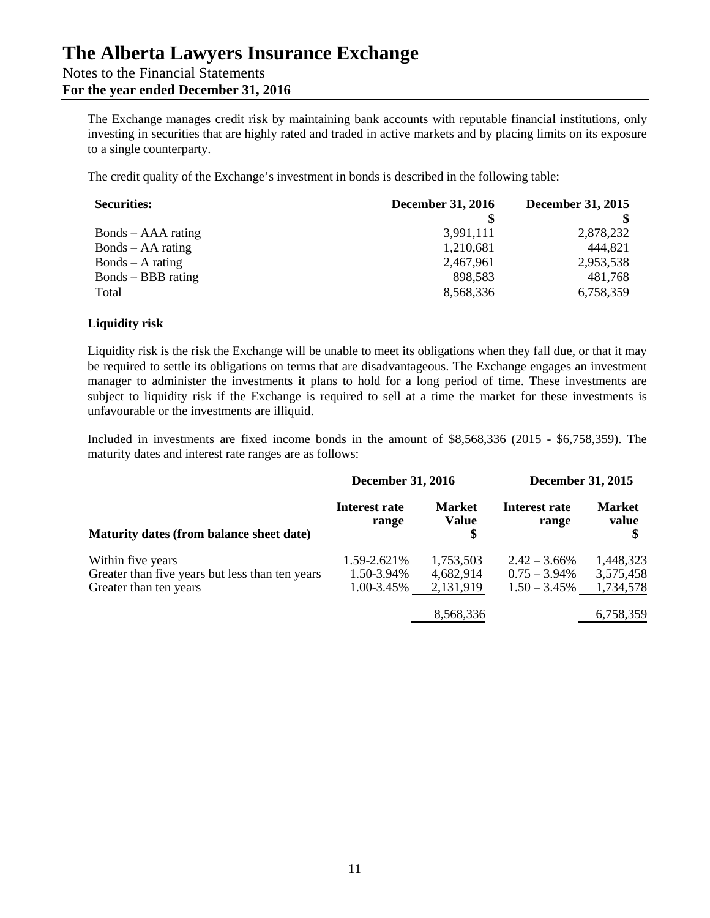The Exchange manages credit risk by maintaining bank accounts with reputable financial institutions, only investing in securities that are highly rated and traded in active markets and by placing limits on its exposure to a single counterparty.

The credit quality of the Exchange's investment in bonds is described in the following table:

| Securities: | December 31, 2016<br>$ | December 31, 2015<br>$ |
|---|---|---|
| Bonds – AAA rating | 3,991,111 | 2,878,232 |
| Bonds – AA rating | 1,210,681 | 444,821 |
| Bonds – A rating | 2,467,961 | 2,953,538 |
| Bonds – BBB rating | 898,583 | 481,768 |
| Total | 8,568,336 | 6,758,359 |

### Liquidity risk

Liquidity risk is the risk the Exchange will be unable to meet its obligations when they fall due, or that it may be required to settle its obligations on terms that are disadvantageous. The Exchange engages an investment manager to administer the investments it plans to hold for a long period of time. These investments are subject to liquidity risk if the Exchange is required to sell at a time the market for these investments is unfavourable or the investments are illiquid.

Included in investments are fixed income bonds in the amount of $8,568,336 (2015 - $6,758,359). The maturity dates and interest rate ranges are as follows:

| | December 31, 2016 | | December 31, 2015 | |
|---|---|---|---|---|
| Maturity dates (from balance sheet date) | Interest rate range | Market Value<br>$ | Interest rate range | Market value<br>$ |
| Within five years | 1.59-2.621% | 1,753,503 | 2.42 – 3.66% | 1,448,323 |
| Greater than five years but less than ten years | 1.50-3.94% | 4,682,914 | 0.75 – 3.94% | 3,575,458 |
| Greater than ten years | 1.00-3.45% | 2,131,919 | 1.50 – 3.45% | 1,734,578 |
| | | 8,568,336 | | 6,758,359 |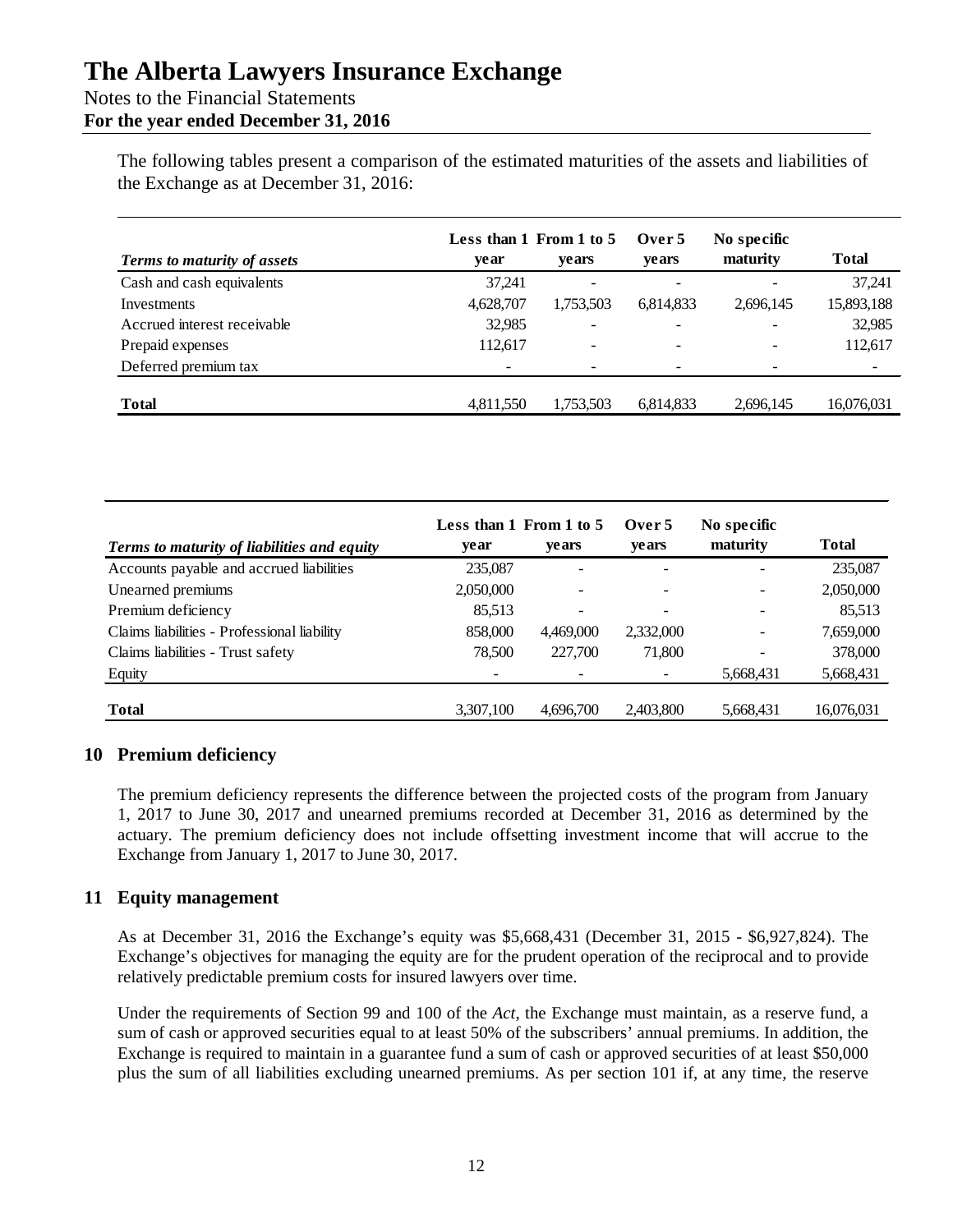The following tables present a comparison of the estimated maturities of the assets and liabilities of the Exchange as at December 31, 2016:

| *Terms to maturity of assets* | Less than 1 year | From 1 to 5 years | Over 5 years | No specific maturity | Total |
|---|---|---|---|---|---|
| Cash and cash equivalents | 37,241 | - | - | - | 37,241 |
| Investments | 4,628,707 | 1,753,503 | 6,814,833 | 2,696,145 | 15,893,188 |
| Accrued interest receivable | 32,985 | - | - | - | 32,985 |
| Prepaid expenses | 112,617 | - | - | - | 112,617 |
| Deferred premium tax | - | - | - | - | - |
| **Total** | 4,811,550 | 1,753,503 | 6,814,833 | 2,696,145 | 16,076,031 |

| *Terms to maturity of liabilities and equity* | Less than 1 year | From 1 to 5 years | Over 5 years | No specific maturity | Total |
|---|---|---|---|---|---|
| Accounts payable and accrued liabilities | 235,087 | - | - | - | 235,087 |
| Unearned premiums | 2,050,000 | - | - | - | 2,050,000 |
| Premium deficiency | 85,513 | - | - | - | 85,513 |
| Claims liabilities - Professional liability | 858,000 | 4,469,000 | 2,332,000 | - | 7,659,000 |
| Claims liabilities - Trust safety | 78,500 | 227,700 | 71,800 | - | 378,000 |
| Equity | - | - | - | 5,668,431 | 5,668,431 |
| **Total** | 3,307,100 | 4,696,700 | 2,403,800 | 5,668,431 | 16,076,031 |

## 10 Premium deficiency

The premium deficiency represents the difference between the projected costs of the program from January 1, 2017 to June 30, 2017 and unearned premiums recorded at December 31, 2016 as determined by the actuary. The premium deficiency does not include offsetting investment income that will accrue to the Exchange from January 1, 2017 to June 30, 2017.

## 11 Equity management

As at December 31, 2016 the Exchange's equity was $5,668,431 (December 31, 2015 - $6,927,824). The Exchange's objectives for managing the equity are for the prudent operation of the reciprocal and to provide relatively predictable premium costs for insured lawyers over time.

Under the requirements of Section 99 and 100 of the *Act*, the Exchange must maintain, as a reserve fund, a sum of cash or approved securities equal to at least 50% of the subscribers' annual premiums. In addition, the Exchange is required to maintain in a guarantee fund a sum of cash or approved securities of at least $50,000 plus the sum of all liabilities excluding unearned premiums. As per section 101 if, at any time, the reserve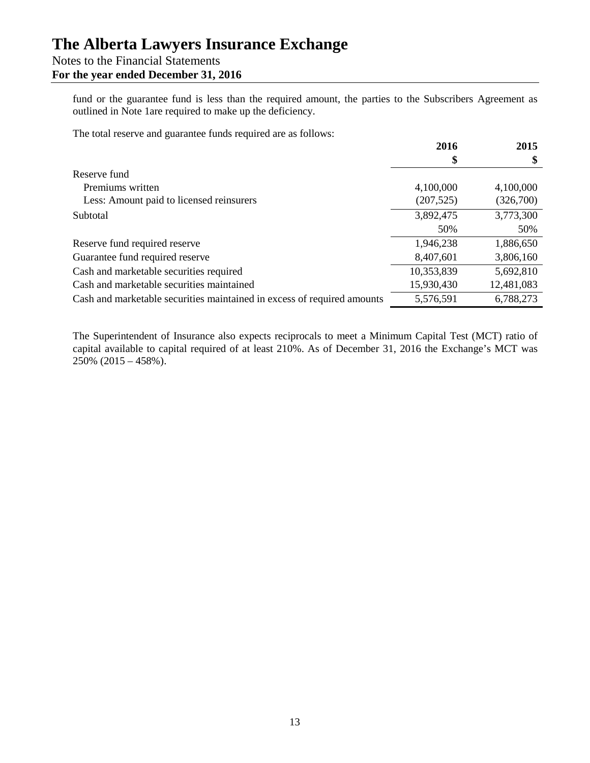fund or the guarantee fund is less than the required amount, the parties to the Subscribers Agreement as outlined in Note 1are required to make up the deficiency.

The total reserve and guarantee funds required are as follows:

| | 2016 | 2015 |
|---|---|---|
| | $ | $ |
| Reserve fund | | |
| Premiums written | 4,100,000 | 4,100,000 |
| Less: Amount paid to licensed reinsurers | (207,525) | (326,700) |
| Subtotal | 3,892,475 | 3,773,300 |
| | 50% | 50% |
| Reserve fund required reserve | 1,946,238 | 1,886,650 |
| Guarantee fund required reserve | 8,407,601 | 3,806,160 |
| Cash and marketable securities required | 10,353,839 | 5,692,810 |
| Cash and marketable securities maintained | 15,930,430 | 12,481,083 |
| Cash and marketable securities maintained in excess of required amounts | 5,576,591 | 6,788,273 |

The Superintendent of Insurance also expects reciprocals to meet a Minimum Capital Test (MCT) ratio of capital available to capital required of at least 210%. As of December 31, 2016 the Exchange's MCT was 250% (2015 – 458%).